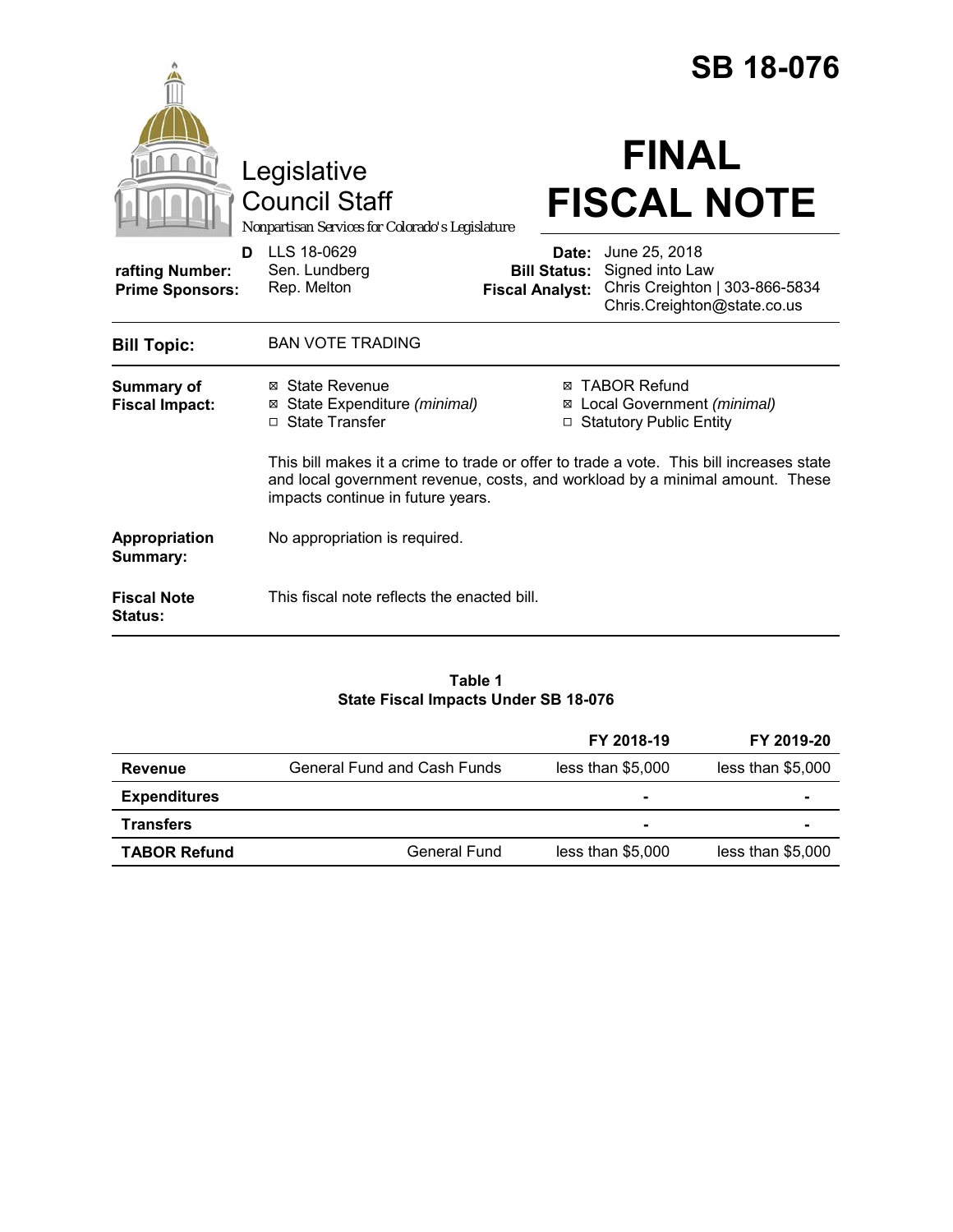# SB 18-076

Legislative Council Staff

*Nonpartisan Services for Colorado's Legislature*

# FINAL FISCAL NOTE

**Drafting Number:** LLS 18-0629
**Prime Sponsors:** Sen. Lundberg; Rep. Melton

**Date:** June 25, 2018
**Bill Status:** Signed into Law
**Fiscal Analyst:** Chris Creighton | 303-866-5834 Chris.Creighton@state.co.us

**Bill Topic:** BAN VOTE TRADING

**Summary of Fiscal Impact:**

- ☒ State Revenue
- ☒ State Expenditure *(minimal)*
- ☐ State Transfer
- ☒ TABOR Refund
- ☒ Local Government *(minimal)*
- ☐ Statutory Public Entity

This bill makes it a crime to trade or offer to trade a vote. This bill increases state and local government revenue, costs, and workload by a minimal amount. These impacts continue in future years.

**Appropriation Summary:** No appropriation is required.

**Fiscal Note Status:** This fiscal note reflects the enacted bill.

**Table 1**
**State Fiscal Impacts Under SB 18-076**

| | | FY 2018-19 | FY 2019-20 |
|---|---|---|---|
| **Revenue** | General Fund and Cash Funds | less than $5,000 | less than $5,000 |
| **Expenditures** | | - | - |
| **Transfers** | | - | - |
| **TABOR Refund** | General Fund | less than $5,000 | less than $5,000 |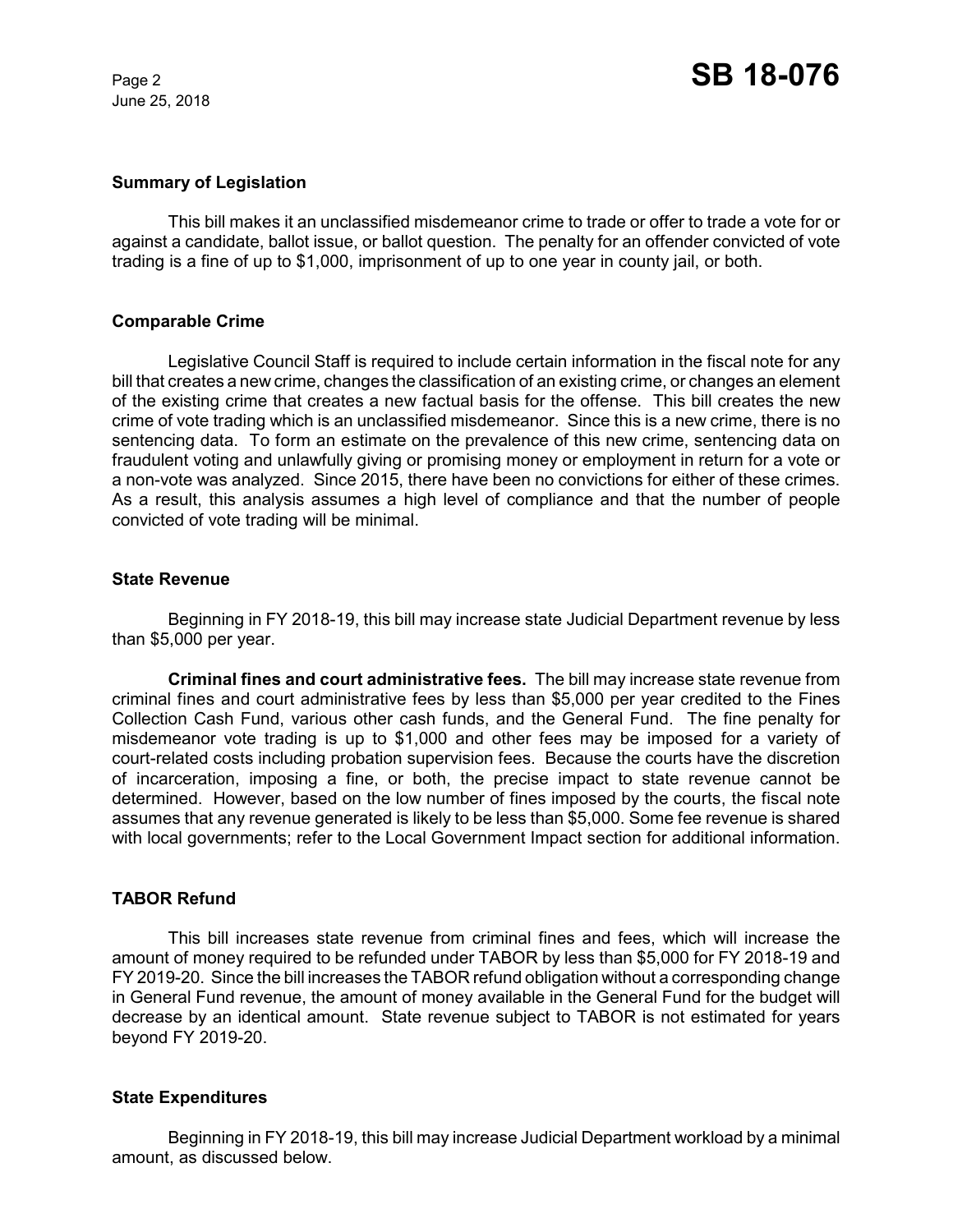## Summary of Legislation

This bill makes it an unclassified misdemeanor crime to trade or offer to trade a vote for or against a candidate, ballot issue, or ballot question. The penalty for an offender convicted of vote trading is a fine of up to $1,000, imprisonment of up to one year in county jail, or both.

## Comparable Crime

Legislative Council Staff is required to include certain information in the fiscal note for any bill that creates a new crime, changes the classification of an existing crime, or changes an element of the existing crime that creates a new factual basis for the offense. This bill creates the new crime of vote trading which is an unclassified misdemeanor. Since this is a new crime, there is no sentencing data. To form an estimate on the prevalence of this new crime, sentencing data on fraudulent voting and unlawfully giving or promising money or employment in return for a vote or a non-vote was analyzed. Since 2015, there have been no convictions for either of these crimes. As a result, this analysis assumes a high level of compliance and that the number of people convicted of vote trading will be minimal.

## State Revenue

Beginning in FY 2018-19, this bill may increase state Judicial Department revenue by less than $5,000 per year.

**Criminal fines and court administrative fees.** The bill may increase state revenue from criminal fines and court administrative fees by less than $5,000 per year credited to the Fines Collection Cash Fund, various other cash funds, and the General Fund. The fine penalty for misdemeanor vote trading is up to $1,000 and other fees may be imposed for a variety of court-related costs including probation supervision fees. Because the courts have the discretion of incarceration, imposing a fine, or both, the precise impact to state revenue cannot be determined. However, based on the low number of fines imposed by the courts, the fiscal note assumes that any revenue generated is likely to be less than $5,000. Some fee revenue is shared with local governments; refer to the Local Government Impact section for additional information.

## TABOR Refund

This bill increases state revenue from criminal fines and fees, which will increase the amount of money required to be refunded under TABOR by less than $5,000 for FY 2018-19 and FY 2019-20. Since the bill increases the TABOR refund obligation without a corresponding change in General Fund revenue, the amount of money available in the General Fund for the budget will decrease by an identical amount. State revenue subject to TABOR is not estimated for years beyond FY 2019-20.

## State Expenditures

Beginning in FY 2018-19, this bill may increase Judicial Department workload by a minimal amount, as discussed below.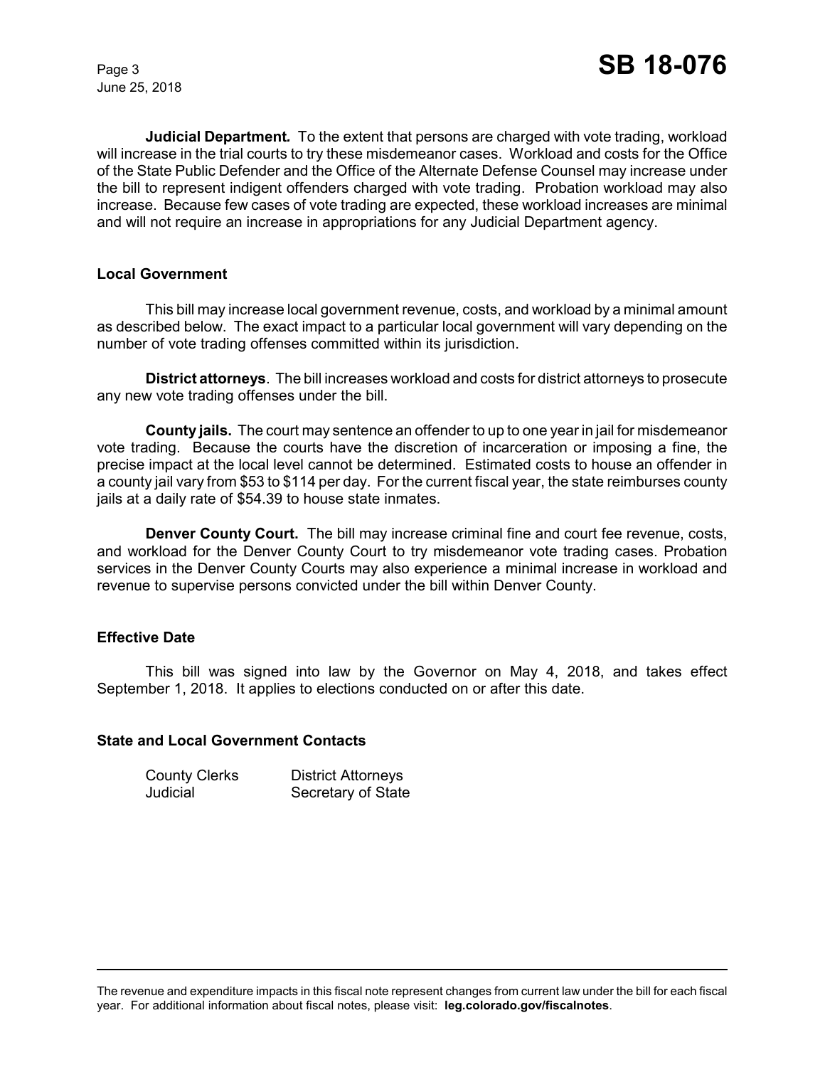**Judicial Department.** To the extent that persons are charged with vote trading, workload will increase in the trial courts to try these misdemeanor cases. Workload and costs for the Office of the State Public Defender and the Office of the Alternate Defense Counsel may increase under the bill to represent indigent offenders charged with vote trading. Probation workload may also increase. Because few cases of vote trading are expected, these workload increases are minimal and will not require an increase in appropriations for any Judicial Department agency.

### Local Government

This bill may increase local government revenue, costs, and workload by a minimal amount as described below. The exact impact to a particular local government will vary depending on the number of vote trading offenses committed within its jurisdiction.

**District attorneys**. The bill increases workload and costs for district attorneys to prosecute any new vote trading offenses under the bill.

**County jails.** The court may sentence an offender to up to one year in jail for misdemeanor vote trading. Because the courts have the discretion of incarceration or imposing a fine, the precise impact at the local level cannot be determined. Estimated costs to house an offender in a county jail vary from $53 to $114 per day. For the current fiscal year, the state reimburses county jails at a daily rate of $54.39 to house state inmates.

**Denver County Court.** The bill may increase criminal fine and court fee revenue, costs, and workload for the Denver County Court to try misdemeanor vote trading cases. Probation services in the Denver County Courts may also experience a minimal increase in workload and revenue to supervise persons convicted under the bill within Denver County.

### Effective Date

This bill was signed into law by the Governor on May 4, 2018, and takes effect September 1, 2018. It applies to elections conducted on or after this date.

### State and Local Government Contacts

| | |
|---|---|
| County Clerks | District Attorneys |
| Judicial | Secretary of State |

The revenue and expenditure impacts in this fiscal note represent changes from current law under the bill for each fiscal year. For additional information about fiscal notes, please visit: **leg.colorado.gov/fiscalnotes**.